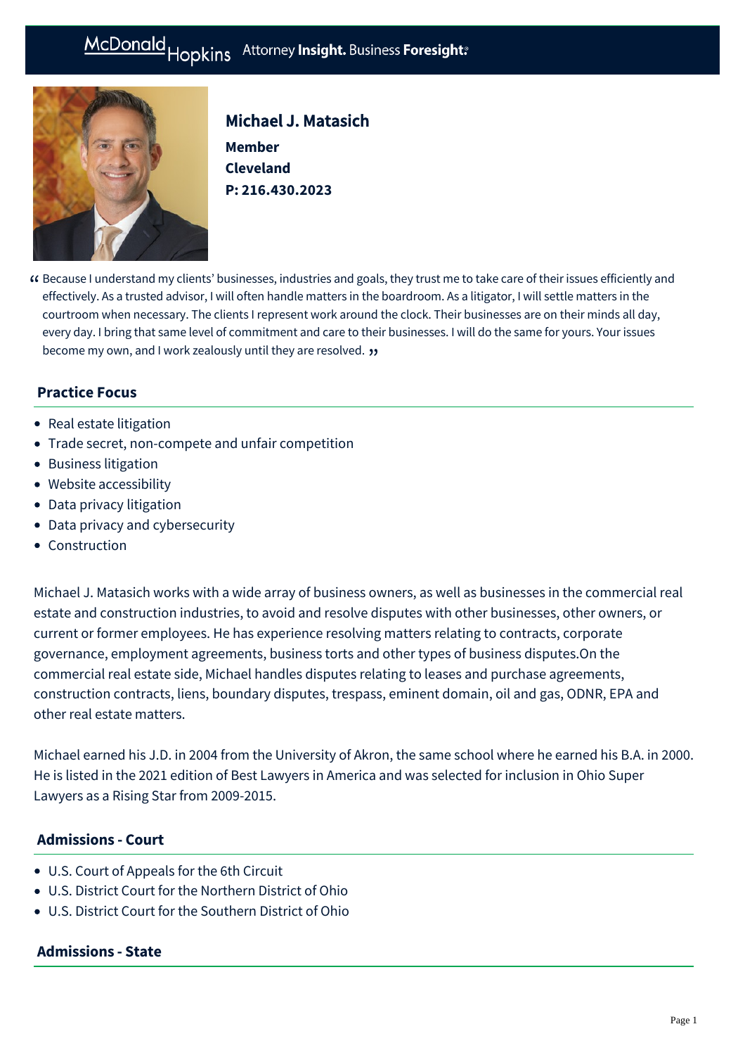McDonald Hopkins Attorney **Insight.** Business **Foresight.**

# Michael J. Matasich

**Member**
**Cleveland**
**P: 216.430.2023**

> "Because I understand my clients' businesses, industries and goals, they trust me to take care of their issues efficiently and effectively. As a trusted advisor, I will often handle matters in the boardroom. As a litigator, I will settle matters in the courtroom when necessary. The clients I represent work around the clock. Their businesses are on their minds all day, every day. I bring that same level of commitment and care to their businesses. I will do the same for yours. Your issues become my own, and I work zealously until they are resolved."

## Practice Focus

- Real estate litigation
- Trade secret, non-compete and unfair competition
- Business litigation
- Website accessibility
- Data privacy litigation
- Data privacy and cybersecurity
- Construction

Michael J. Matasich works with a wide array of business owners, as well as businesses in the commercial real estate and construction industries, to avoid and resolve disputes with other businesses, other owners, or current or former employees. He has experience resolving matters relating to contracts, corporate governance, employment agreements, business torts and other types of business disputes.On the commercial real estate side, Michael handles disputes relating to leases and purchase agreements, construction contracts, liens, boundary disputes, trespass, eminent domain, oil and gas, ODNR, EPA and other real estate matters.

Michael earned his J.D. in 2004 from the University of Akron, the same school where he earned his B.A. in 2000. He is listed in the 2021 edition of Best Lawyers in America and was selected for inclusion in Ohio Super Lawyers as a Rising Star from 2009-2015.

## Admissions - Court

- U.S. Court of Appeals for the 6th Circuit
- U.S. District Court for the Northern District of Ohio
- U.S. District Court for the Southern District of Ohio

## Admissions - State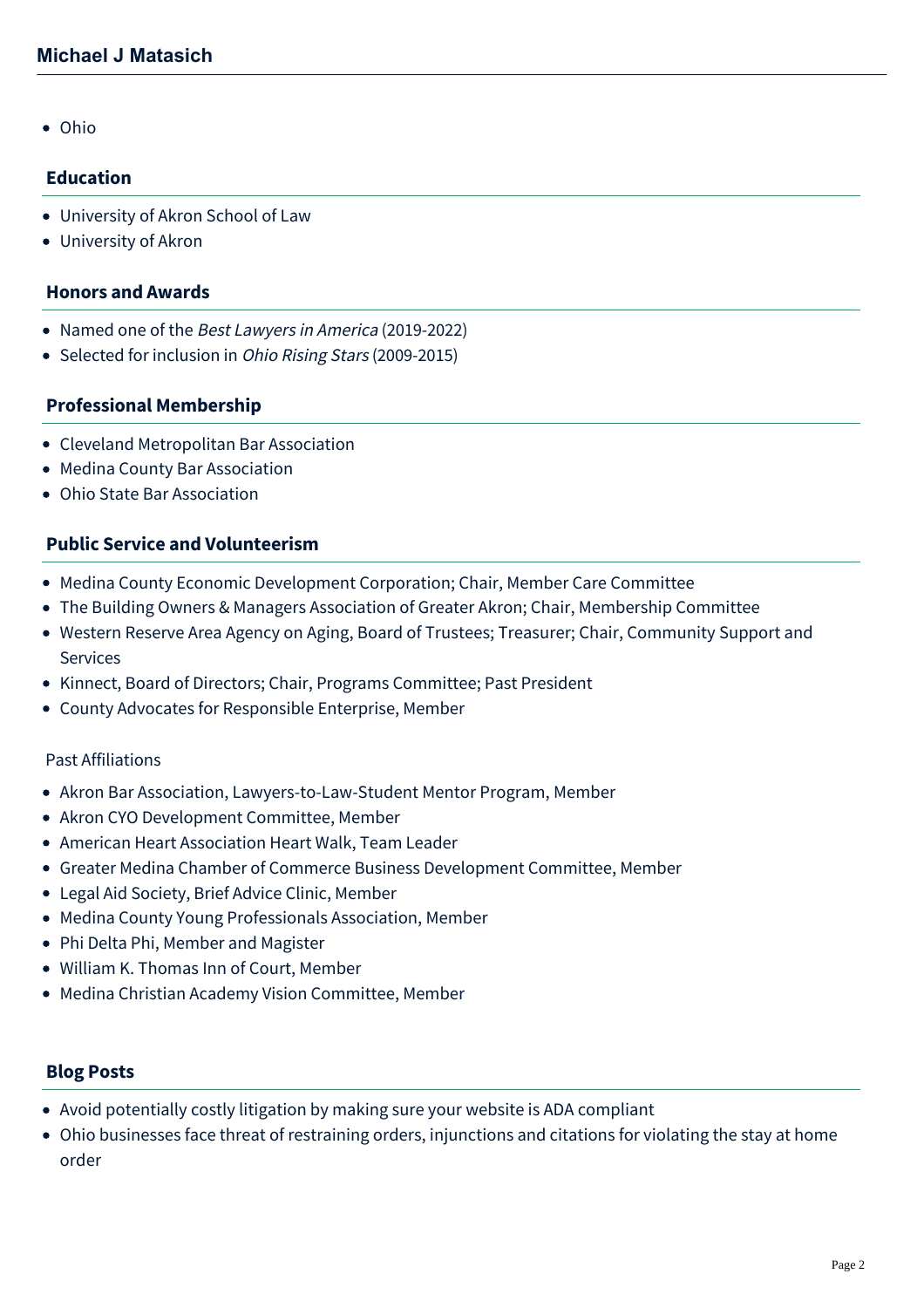- Ohio

## Education

- University of Akron School of Law
- University of Akron

## Honors and Awards

- Named one of the *Best Lawyers in America* (2019-2022)
- Selected for inclusion in *Ohio Rising Stars* (2009-2015)

## Professional Membership

- Cleveland Metropolitan Bar Association
- Medina County Bar Association
- Ohio State Bar Association

## Public Service and Volunteerism

- Medina County Economic Development Corporation; Chair, Member Care Committee
- The Building Owners & Managers Association of Greater Akron; Chair, Membership Committee
- Western Reserve Area Agency on Aging, Board of Trustees; Treasurer; Chair, Community Support and Services
- Kinnect, Board of Directors; Chair, Programs Committee; Past President
- County Advocates for Responsible Enterprise, Member

Past Affiliations

- Akron Bar Association, Lawyers-to-Law-Student Mentor Program, Member
- Akron CYO Development Committee, Member
- American Heart Association Heart Walk, Team Leader
- Greater Medina Chamber of Commerce Business Development Committee, Member
- Legal Aid Society, Brief Advice Clinic, Member
- Medina County Young Professionals Association, Member
- Phi Delta Phi, Member and Magister
- William K. Thomas Inn of Court, Member
- Medina Christian Academy Vision Committee, Member

## Blog Posts

- Avoid potentially costly litigation by making sure your website is ADA compliant
- Ohio businesses face threat of restraining orders, injunctions and citations for violating the stay at home order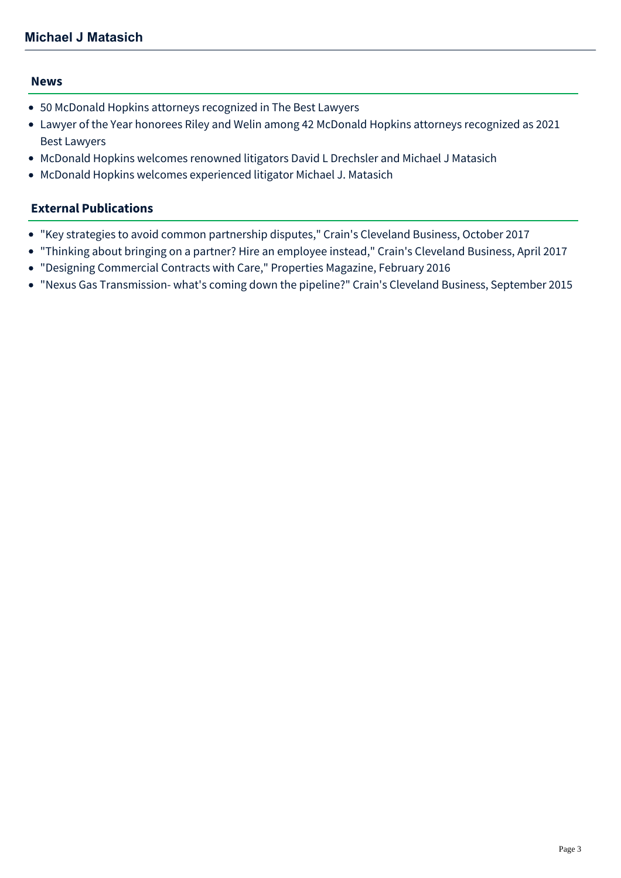## News

- 50 McDonald Hopkins attorneys recognized in The Best Lawyers
- Lawyer of the Year honorees Riley and Welin among 42 McDonald Hopkins attorneys recognized as 2021 Best Lawyers
- McDonald Hopkins welcomes renowned litigators David L Drechsler and Michael J Matasich
- McDonald Hopkins welcomes experienced litigator Michael J. Matasich

## External Publications

- "Key strategies to avoid common partnership disputes," Crain's Cleveland Business, October 2017
- "Thinking about bringing on a partner? Hire an employee instead," Crain's Cleveland Business, April 2017
- "Designing Commercial Contracts with Care," Properties Magazine, February 2016
- "Nexus Gas Transmission- what's coming down the pipeline?" Crain's Cleveland Business, September 2015